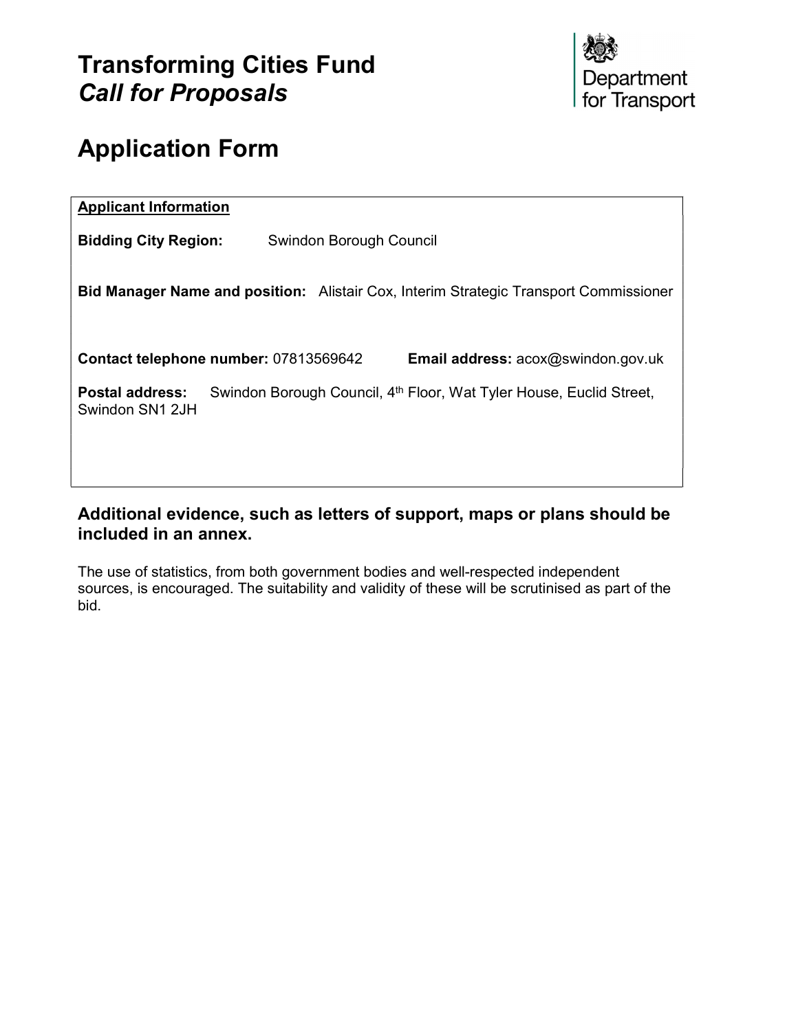# Transforming Cities Fund
# *Call for Proposals*

Department for Transport

# Application Form

**Applicant Information**

**Bidding City Region:** Swindon Borough Council

**Bid Manager Name and position:** Alistair Cox, Interim Strategic Transport Commissioner

**Contact telephone number:** 07813569642 **Email address:** acox@swindon.gov.uk

**Postal address:** Swindon Borough Council, 4th Floor, Wat Tyler House, Euclid Street, Swindon SN1 2JH

### Additional evidence, such as letters of support, maps or plans should be included in an annex.

The use of statistics, from both government bodies and well-respected independent sources, is encouraged. The suitability and validity of these will be scrutinised as part of the bid.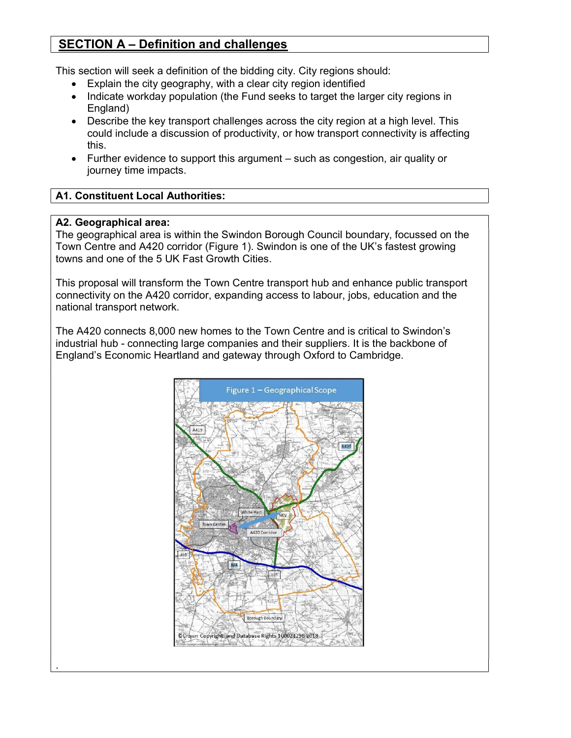## SECTION A – Definition and challenges

This section will seek a definition of the bidding city. City regions should:

- Explain the city geography, with a clear city region identified
- Indicate workday population (the Fund seeks to target the larger city regions in England)
- Describe the key transport challenges across the city region at a high level. This could include a discussion of productivity, or how transport connectivity is affecting this.
- Further evidence to support this argument – such as congestion, air quality or journey time impacts.

**A1. Constituent Local Authorities:**

**A2. Geographical area:**

The geographical area is within the Swindon Borough Council boundary, focussed on the Town Centre and A420 corridor (Figure 1). Swindon is one of the UK's fastest growing towns and one of the 5 UK Fast Growth Cities.

This proposal will transform the Town Centre transport hub and enhance public transport connectivity on the A420 corridor, expanding access to labour, jobs, education and the national transport network.

The A420 connects 8,000 new homes to the Town Centre and is critical to Swindon's industrial hub - connecting large companies and their suppliers. It is the backbone of England's Economic Heartland and gateway through Oxford to Cambridge.

Figure 1 – Geographical Scope

.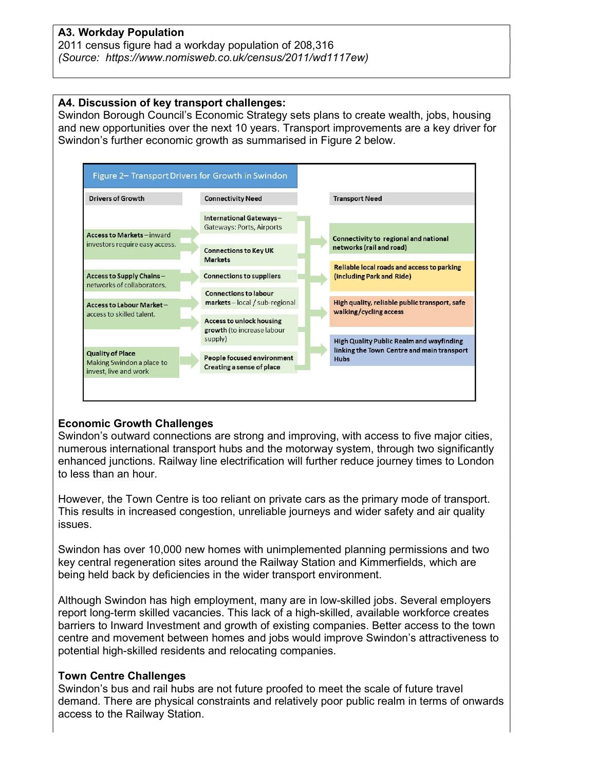**A3. Workday Population**

2011 census figure had a workday population of 208,316

*(Source: https://www.nomisweb.co.uk/census/2011/wd1117ew)*

**A4. Discussion of key transport challenges:**

Swindon Borough Council's Economic Strategy sets plans to create wealth, jobs, housing and new opportunities over the next 10 years. Transport improvements are a key driver for Swindon's further economic growth as summarised in Figure 2 below.

Figure 2– Transport Drivers for Growth in Swindon

| Drivers of Growth | Connectivity Need | Transport Need |
|---|---|---|
| **Access to Markets** – inward investors require easy access. | **International Gateways** – Gateways: Ports, Airports | **Connectivity to regional and national networks (rail and road)** |
| | **Connections to Key UK Markets** | **Reliable local roads and access to parking (including Park and Ride)** |
| **Access to Supply Chains** – networks of collaborators. | **Connections to suppliers** | **High quality, reliable public transport, safe walking/cycling access** |
| **Access to Labour Market** – access to skilled talent. | **Connections to labour markets** – local / sub-regional | **High Quality Public Realm and wayfinding linking the Town Centre and main transport Hubs** |
| | **Access to unlock housing growth** (to increase labour supply) | |
| **Quality of Place** Making Swindon a place to invest, live and work | **People focused environment Creating a sense of place** | |

**Economic Growth Challenges**

Swindon's outward connections are strong and improving, with access to five major cities, numerous international transport hubs and the motorway system, through two significantly enhanced junctions. Railway line electrification will further reduce journey times to London to less than an hour.

However, the Town Centre is too reliant on private cars as the primary mode of transport. This results in increased congestion, unreliable journeys and wider safety and air quality issues.

Swindon has over 10,000 new homes with unimplemented planning permissions and two key central regeneration sites around the Railway Station and Kimmerfields, which are being held back by deficiencies in the wider transport environment.

Although Swindon has high employment, many are in low-skilled jobs. Several employers report long-term skilled vacancies. This lack of a high-skilled, available workforce creates barriers to Inward Investment and growth of existing companies. Better access to the town centre and movement between homes and jobs would improve Swindon's attractiveness to potential high-skilled residents and relocating companies.

**Town Centre Challenges**

Swindon's bus and rail hubs are not future proofed to meet the scale of future travel demand. There are physical constraints and relatively poor public realm in terms of onwards access to the Railway Station.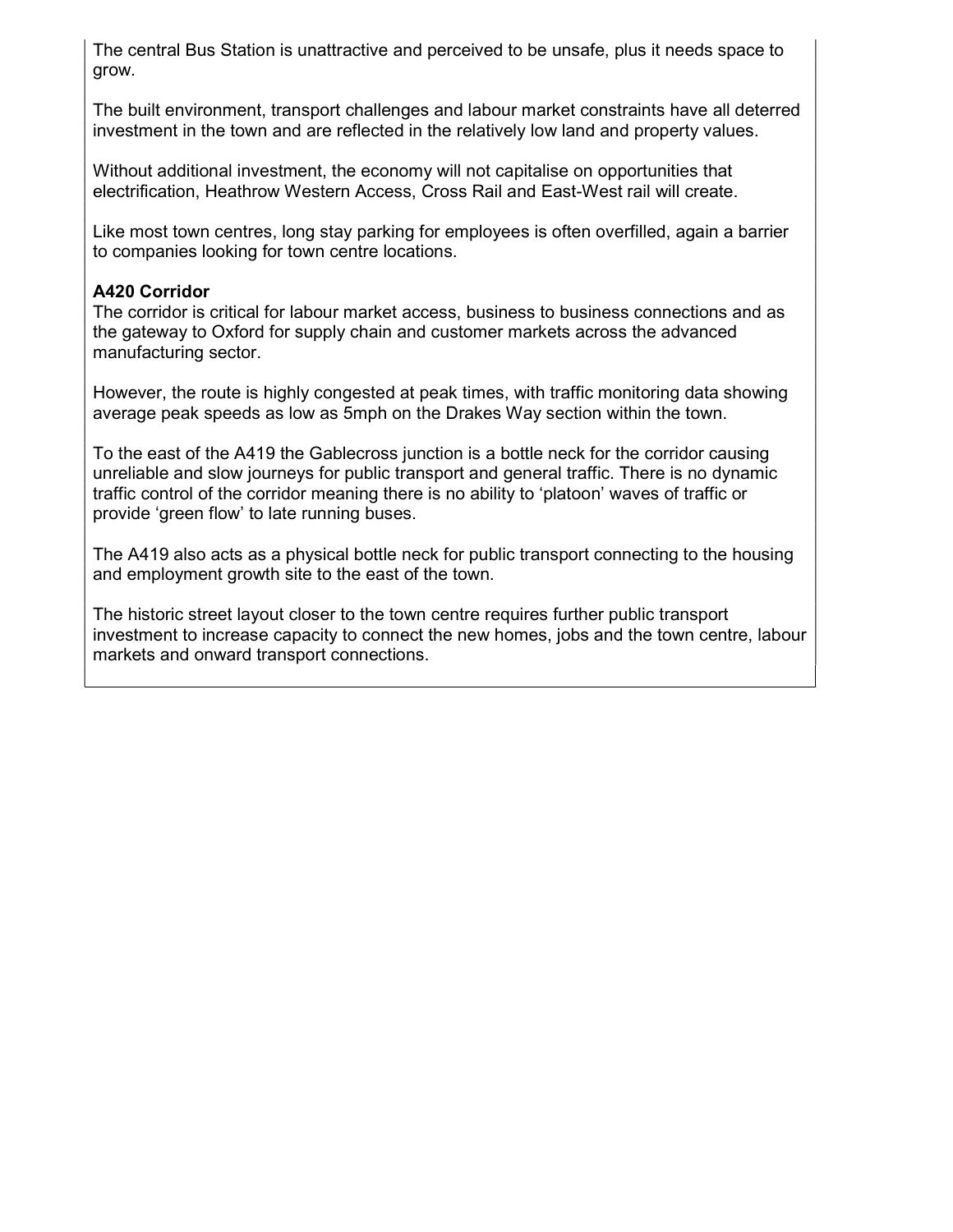The central Bus Station is unattractive and perceived to be unsafe, plus it needs space to grow.

The built environment, transport challenges and labour market constraints have all deterred investment in the town and are reflected in the relatively low land and property values.

Without additional investment, the economy will not capitalise on opportunities that electrification, Heathrow Western Access, Cross Rail and East-West rail will create.

Like most town centres, long stay parking for employees is often overfilled, again a barrier to companies looking for town centre locations.

**A420 Corridor**

The corridor is critical for labour market access, business to business connections and as the gateway to Oxford for supply chain and customer markets across the advanced manufacturing sector.

However, the route is highly congested at peak times, with traffic monitoring data showing average peak speeds as low as 5mph on the Drakes Way section within the town.

To the east of the A419 the Gablecross junction is a bottle neck for the corridor causing unreliable and slow journeys for public transport and general traffic. There is no dynamic traffic control of the corridor meaning there is no ability to 'platoon' waves of traffic or provide 'green flow' to late running buses.

The A419 also acts as a physical bottle neck for public transport connecting to the housing and employment growth site to the east of the town.

The historic street layout closer to the town centre requires further public transport investment to increase capacity to connect the new homes, jobs and the town centre, labour markets and onward transport connections.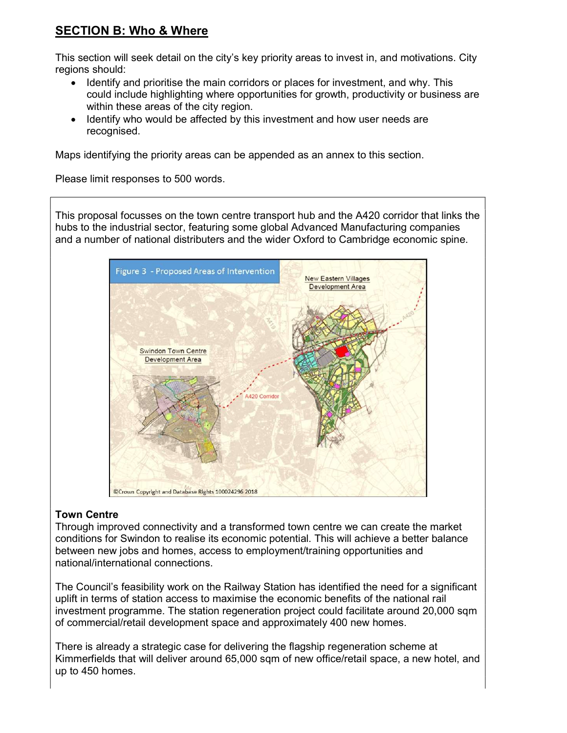## SECTION B: Who & Where

This section will seek detail on the city's key priority areas to invest in, and motivations. City regions should:

- Identify and prioritise the main corridors or places for investment, and why. This could include highlighting where opportunities for growth, productivity or business are within these areas of the city region.
- Identify who would be affected by this investment and how user needs are recognised.

Maps identifying the priority areas can be appended as an annex to this section.

Please limit responses to 500 words.

This proposal focusses on the town centre transport hub and the A420 corridor that links the hubs to the industrial sector, featuring some global Advanced Manufacturing companies and a number of national distributers and the wider Oxford to Cambridge economic spine.

Figure 3 - Proposed Areas of Intervention

**Town Centre**

Through improved connectivity and a transformed town centre we can create the market conditions for Swindon to realise its economic potential. This will achieve a better balance between new jobs and homes, access to employment/training opportunities and national/international connections.

The Council's feasibility work on the Railway Station has identified the need for a significant uplift in terms of station access to maximise the economic benefits of the national rail investment programme. The station regeneration project could facilitate around 20,000 sqm of commercial/retail development space and approximately 400 new homes.

There is already a strategic case for delivering the flagship regeneration scheme at Kimmerfields that will deliver around 65,000 sqm of new office/retail space, a new hotel, and up to 450 homes.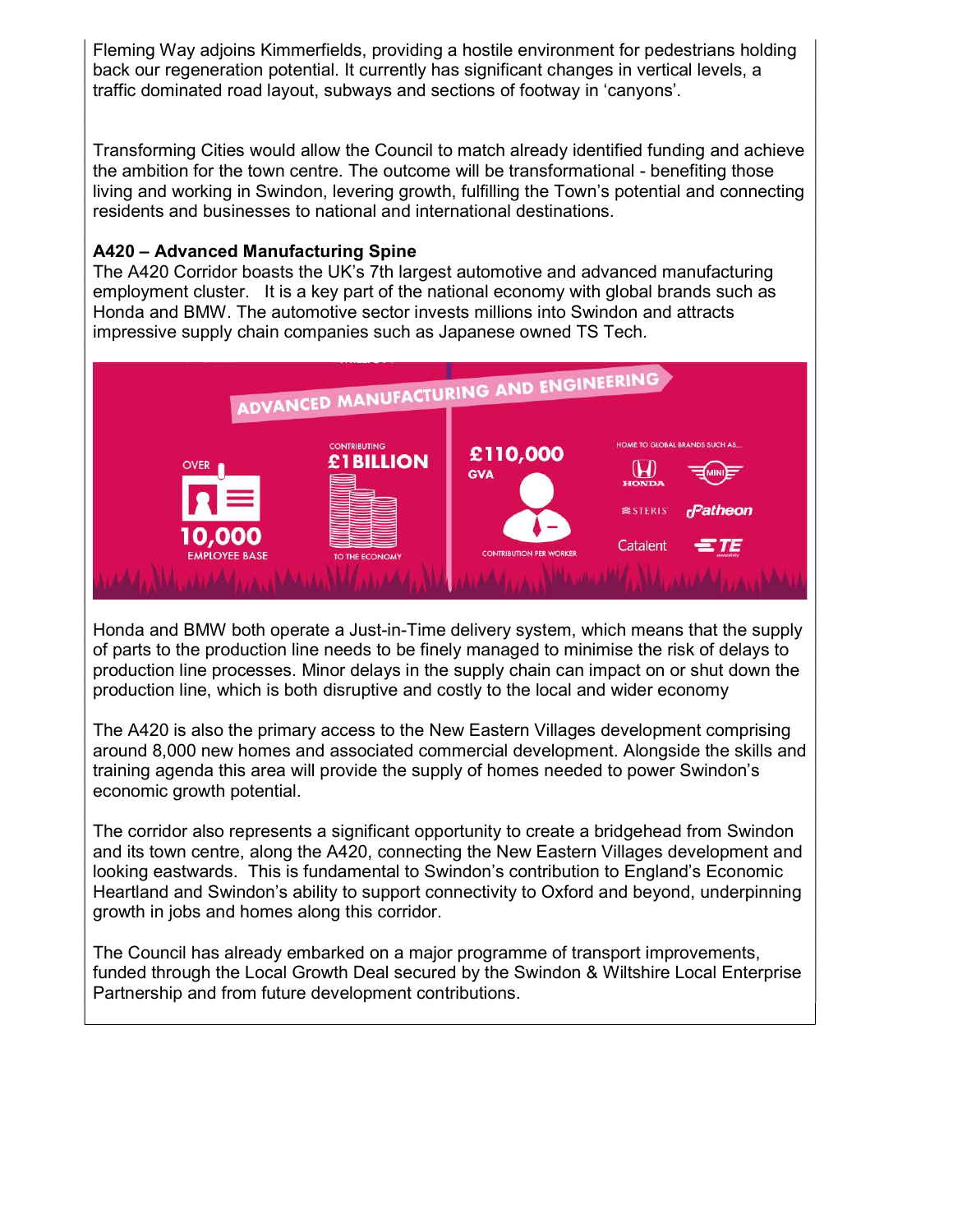Fleming Way adjoins Kimmerfields, providing a hostile environment for pedestrians holding back our regeneration potential. It currently has significant changes in vertical levels, a traffic dominated road layout, subways and sections of footway in 'canyons'.

Transforming Cities would allow the Council to match already identified funding and achieve the ambition for the town centre. The outcome will be transformational - benefiting those living and working in Swindon, levering growth, fulfilling the Town's potential and connecting residents and businesses to national and international destinations.

**A420 – Advanced Manufacturing Spine**

The A420 Corridor boasts the UK's 7th largest automotive and advanced manufacturing employment cluster. It is a key part of the national economy with global brands such as Honda and BMW. The automotive sector invests millions into Swindon and attracts impressive supply chain companies such as Japanese owned TS Tech.

ADVANCED MANUFACTURING AND ENGINEERING

OVER 10,000 EMPLOYEE BASE

CONTRIBUTING £1BILLION TO THE ECONOMY

£110,000 GVA CONTRIBUTION PER WORKER

HOME TO GLOBAL BRANDS SUCH AS... HONDA, MINI, STERIS, Patheon, Catalent, TE

Honda and BMW both operate a Just-in-Time delivery system, which means that the supply of parts to the production line needs to be finely managed to minimise the risk of delays to production line processes. Minor delays in the supply chain can impact on or shut down the production line, which is both disruptive and costly to the local and wider economy

The A420 is also the primary access to the New Eastern Villages development comprising around 8,000 new homes and associated commercial development. Alongside the skills and training agenda this area will provide the supply of homes needed to power Swindon's economic growth potential.

The corridor also represents a significant opportunity to create a bridgehead from Swindon and its town centre, along the A420, connecting the New Eastern Villages development and looking eastwards. This is fundamental to Swindon's contribution to England's Economic Heartland and Swindon's ability to support connectivity to Oxford and beyond, underpinning growth in jobs and homes along this corridor.

The Council has already embarked on a major programme of transport improvements, funded through the Local Growth Deal secured by the Swindon & Wiltshire Local Enterprise Partnership and from future development contributions.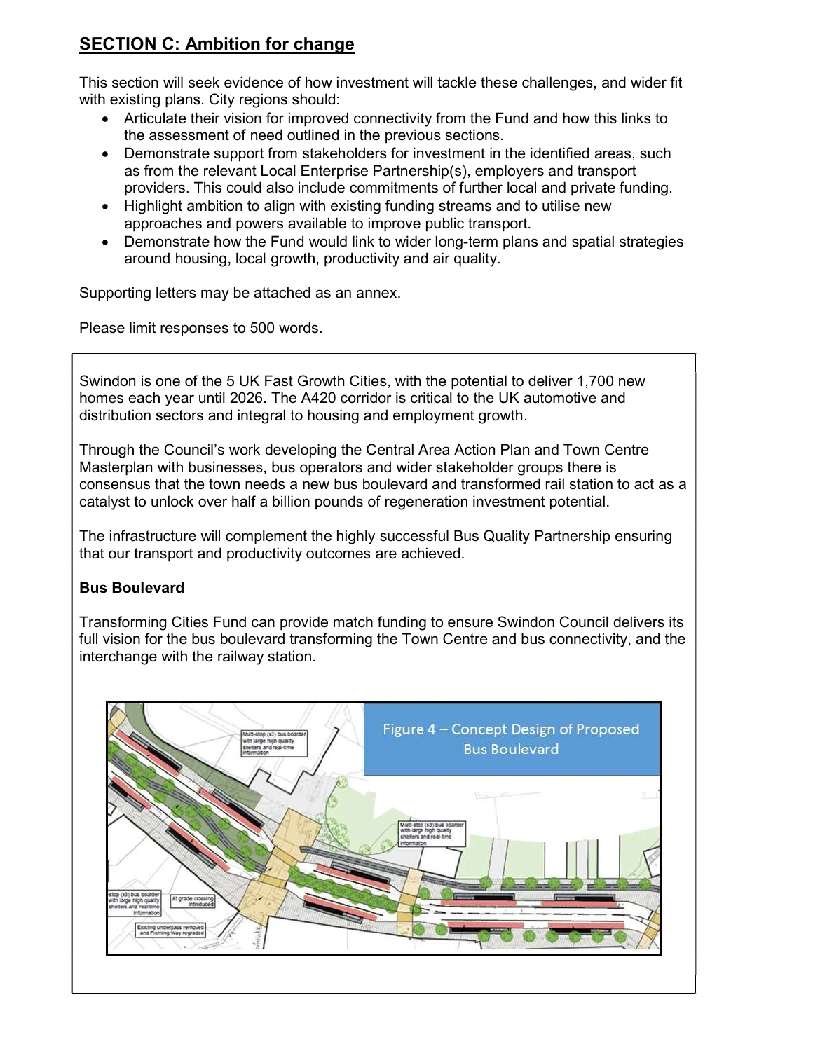## SECTION C: Ambition for change

This section will seek evidence of how investment will tackle these challenges, and wider fit with existing plans. City regions should:

- Articulate their vision for improved connectivity from the Fund and how this links to the assessment of need outlined in the previous sections.
- Demonstrate support from stakeholders for investment in the identified areas, such as from the relevant Local Enterprise Partnership(s), employers and transport providers. This could also include commitments of further local and private funding.
- Highlight ambition to align with existing funding streams and to utilise new approaches and powers available to improve public transport.
- Demonstrate how the Fund would link to wider long-term plans and spatial strategies around housing, local growth, productivity and air quality.

Supporting letters may be attached as an annex.

Please limit responses to 500 words.

Swindon is one of the 5 UK Fast Growth Cities, with the potential to deliver 1,700 new homes each year until 2026. The A420 corridor is critical to the UK automotive and distribution sectors and integral to housing and employment growth.

Through the Council's work developing the Central Area Action Plan and Town Centre Masterplan with businesses, bus operators and wider stakeholder groups there is consensus that the town needs a new bus boulevard and transformed rail station to act as a catalyst to unlock over half a billion pounds of regeneration investment potential.

The infrastructure will complement the highly successful Bus Quality Partnership ensuring that our transport and productivity outcomes are achieved.

**Bus Boulevard**

Transforming Cities Fund can provide match funding to ensure Swindon Council delivers its full vision for the bus boulevard transforming the Town Centre and bus connectivity, and the interchange with the railway station.

Figure 4 – Concept Design of Proposed Bus Boulevard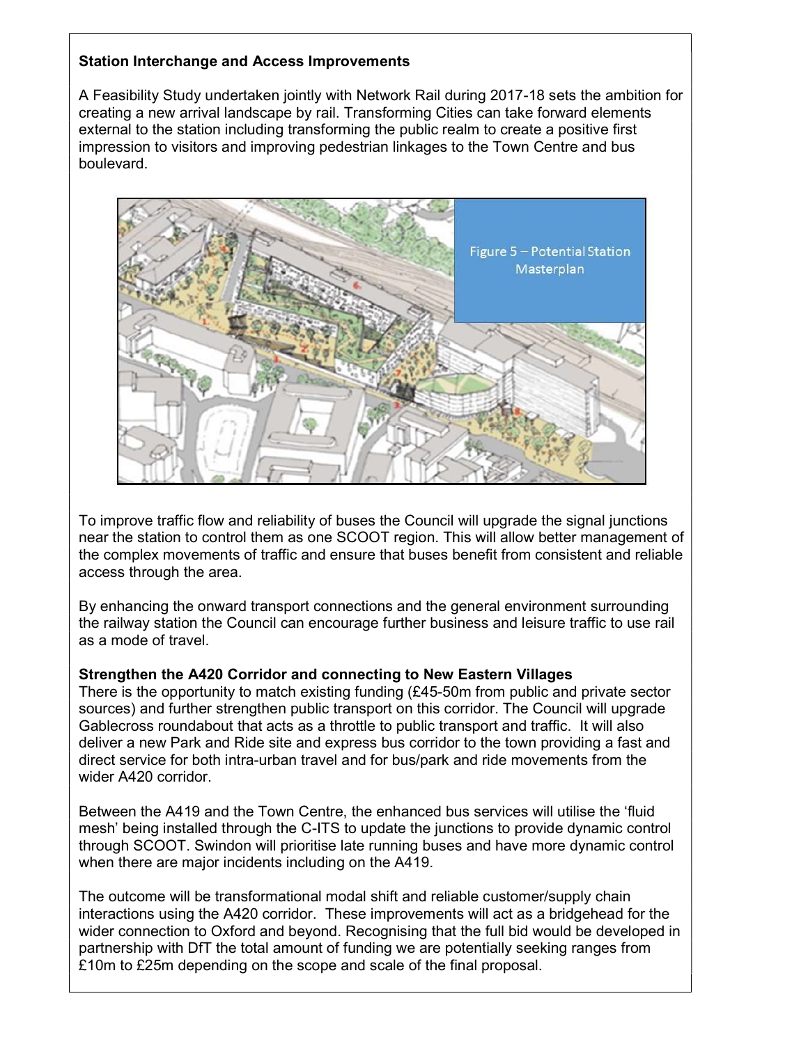**Station Interchange and Access Improvements**

A Feasibility Study undertaken jointly with Network Rail during 2017-18 sets the ambition for creating a new arrival landscape by rail. Transforming Cities can take forward elements external to the station including transforming the public realm to create a positive first impression to visitors and improving pedestrian linkages to the Town Centre and bus boulevard.

Figure 5 – Potential Station Masterplan

To improve traffic flow and reliability of buses the Council will upgrade the signal junctions near the station to control them as one SCOOT region. This will allow better management of the complex movements of traffic and ensure that buses benefit from consistent and reliable access through the area.

By enhancing the onward transport connections and the general environment surrounding the railway station the Council can encourage further business and leisure traffic to use rail as a mode of travel.

**Strengthen the A420 Corridor and connecting to New Eastern Villages**

There is the opportunity to match existing funding (£45-50m from public and private sector sources) and further strengthen public transport on this corridor. The Council will upgrade Gablecross roundabout that acts as a throttle to public transport and traffic. It will also deliver a new Park and Ride site and express bus corridor to the town providing a fast and direct service for both intra-urban travel and for bus/park and ride movements from the wider A420 corridor.

Between the A419 and the Town Centre, the enhanced bus services will utilise the 'fluid mesh' being installed through the C-ITS to update the junctions to provide dynamic control through SCOOT. Swindon will prioritise late running buses and have more dynamic control when there are major incidents including on the A419.

The outcome will be transformational modal shift and reliable customer/supply chain interactions using the A420 corridor. These improvements will act as a bridgehead for the wider connection to Oxford and beyond. Recognising that the full bid would be developed in partnership with DfT the total amount of funding we are potentially seeking ranges from £10m to £25m depending on the scope and scale of the final proposal.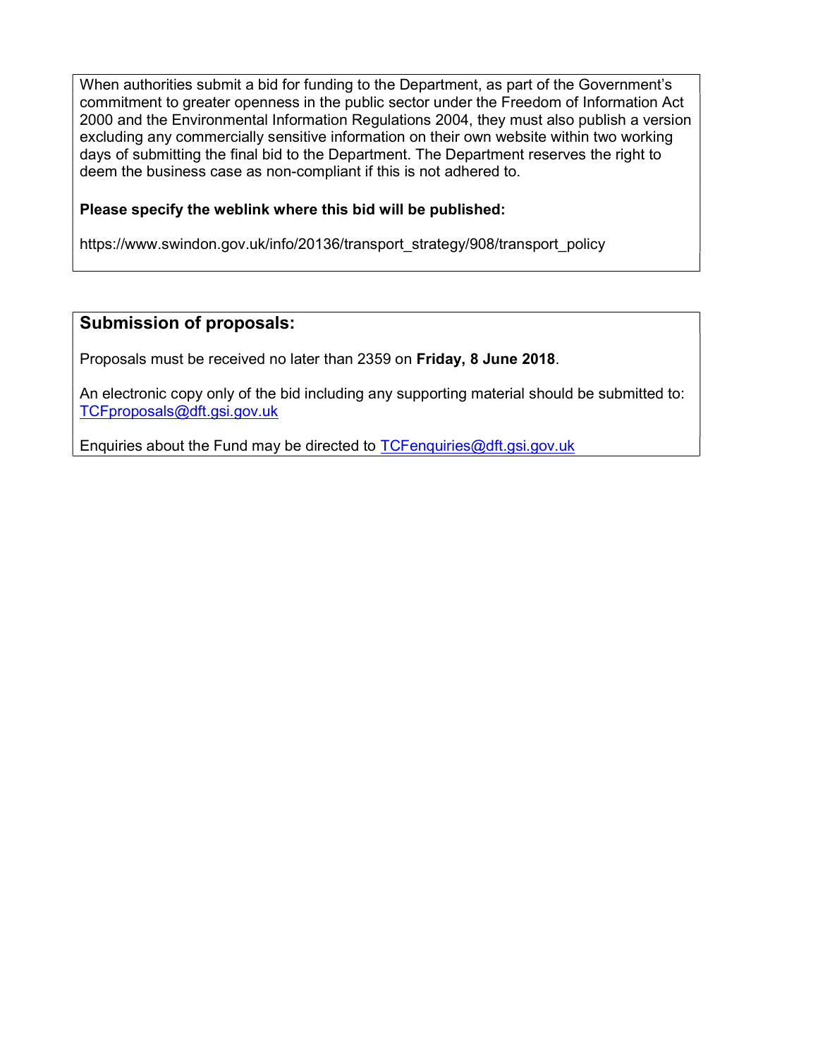When authorities submit a bid for funding to the Department, as part of the Government's commitment to greater openness in the public sector under the Freedom of Information Act 2000 and the Environmental Information Regulations 2004, they must also publish a version excluding any commercially sensitive information on their own website within two working days of submitting the final bid to the Department. The Department reserves the right to deem the business case as non-compliant if this is not adhered to.

**Please specify the weblink where this bid will be published:**

https://www.swindon.gov.uk/info/20136/transport_strategy/908/transport_policy

## Submission of proposals:

Proposals must be received no later than 2359 on **Friday, 8 June 2018**.

An electronic copy only of the bid including any supporting material should be submitted to: TCFproposals@dft.gsi.gov.uk

Enquiries about the Fund may be directed to TCFenquiries@dft.gsi.gov.uk